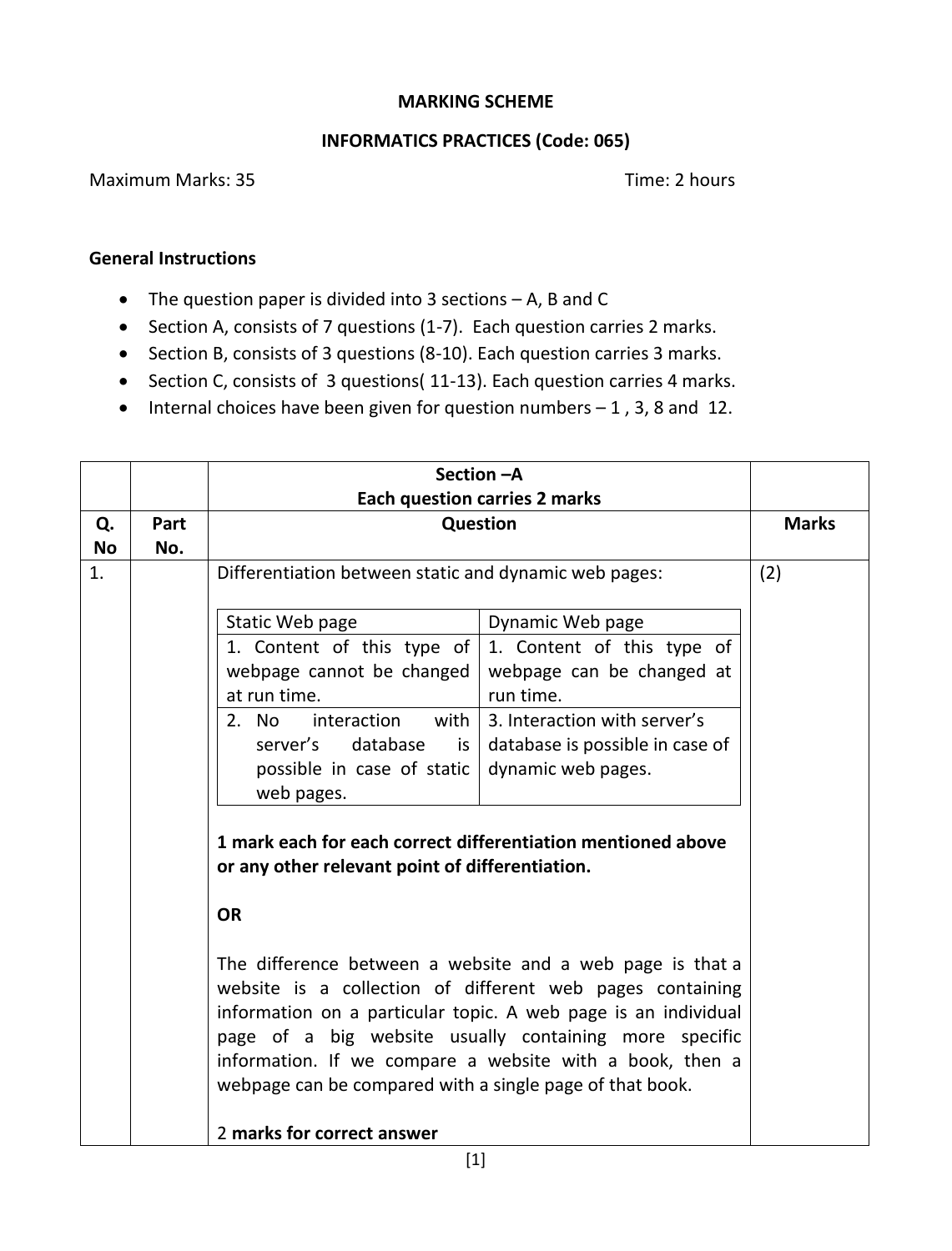**MARKING SCHEME**

**INFORMATICS PRACTICES (Code: 065)**

Maximum Marks: 35 Time: 2 hours

**General Instructions**

- The question paper is divided into 3 sections – A, B and C
- Section A, consists of 7 questions (1-7). Each question carries 2 marks.
- Section B, consists of 3 questions (8-10). Each question carries 3 marks.
- Section C, consists of 3 questions( 11-13). Each question carries 4 marks.
- Internal choices have been given for question numbers – 1 , 3, 8 and 12.

| | | **Section –A**<br>**Each question carries 2 marks** | |
|---|---|---|---|
| **Q. No** | **Part No.** | **Question** | **Marks** |
| 1. | | Differentiation between static and dynamic web pages:<br><br>Static Web page / Dynamic Web page<br>1. Content of this type of webpage cannot be changed at run time. / 1. Content of this type of webpage can be changed at run time.<br>2. No interaction with server's database is possible in case of static web pages. / 3. Interaction with server's database is possible in case of dynamic web pages.<br><br>**1 mark each for each correct differentiation mentioned above or any other relevant point of differentiation.**<br><br>**OR**<br><br>The difference between a website and a web page is that a website is a collection of different web pages containing information on a particular topic. A web page is an individual page of a big website usually containing more specific information. If we compare a website with a book, then a webpage can be compared with a single page of that book.<br><br>2 **marks for correct answer** | (2) |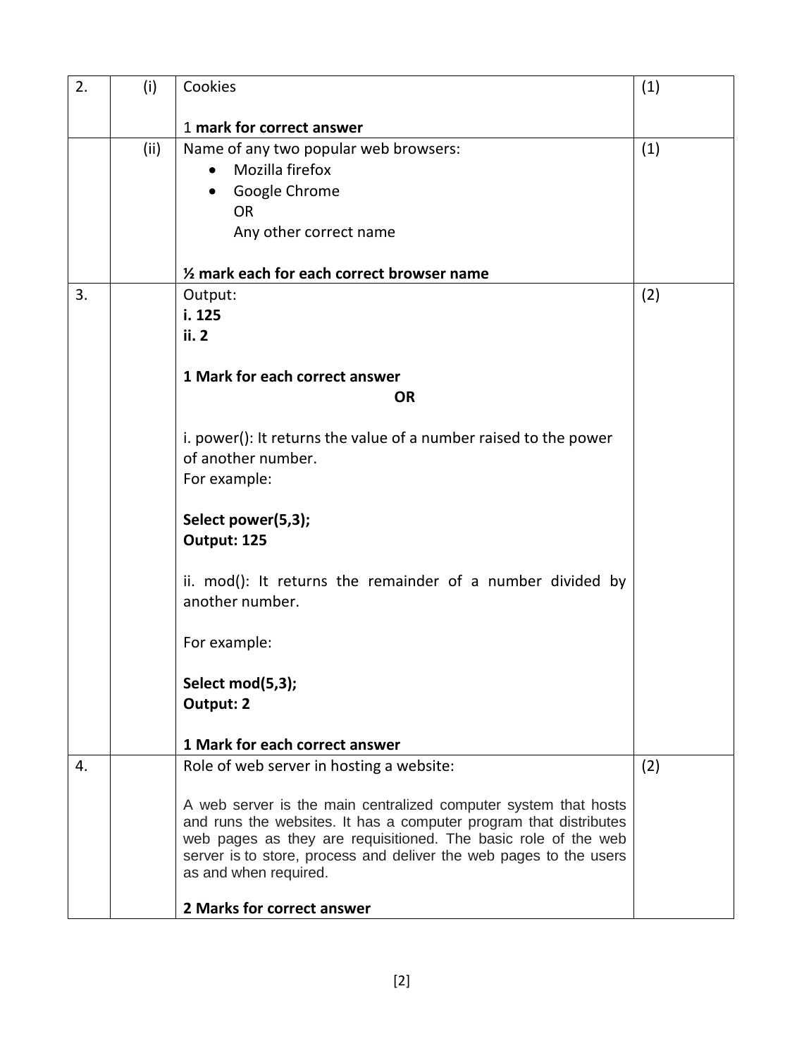| | | | |
|---|---|---|---|
| 2. | (i) | Cookies<br><br>1 **mark for correct answer** | (1) |
| | (ii) | Name of any two popular web browsers:<br>• Mozilla firefox<br>• Google Chrome<br>OR<br>Any other correct name<br><br>**½ mark each for each correct browser name** | (1) |
| 3. | | Output:<br>**i. 125**<br>**ii. 2**<br><br>**1 Mark for each correct answer**<br>**OR**<br><br>i. power(): It returns the value of a number raised to the power of another number.<br>For example:<br><br>**Select power(5,3);**<br>**Output: 125**<br><br>ii. mod(): It returns the remainder of a number divided by another number.<br><br>For example:<br><br>**Select mod(5,3);**<br>**Output: 2**<br><br>**1 Mark for each correct answer** | (2) |
| 4. | | Role of web server in hosting a website:<br><br>A web server is the main centralized computer system that hosts and runs the websites. It has a computer program that distributes web pages as they are requisitioned. The basic role of the web server is to store, process and deliver the web pages to the users as and when required.<br><br>**2 Marks for correct answer** | (2) |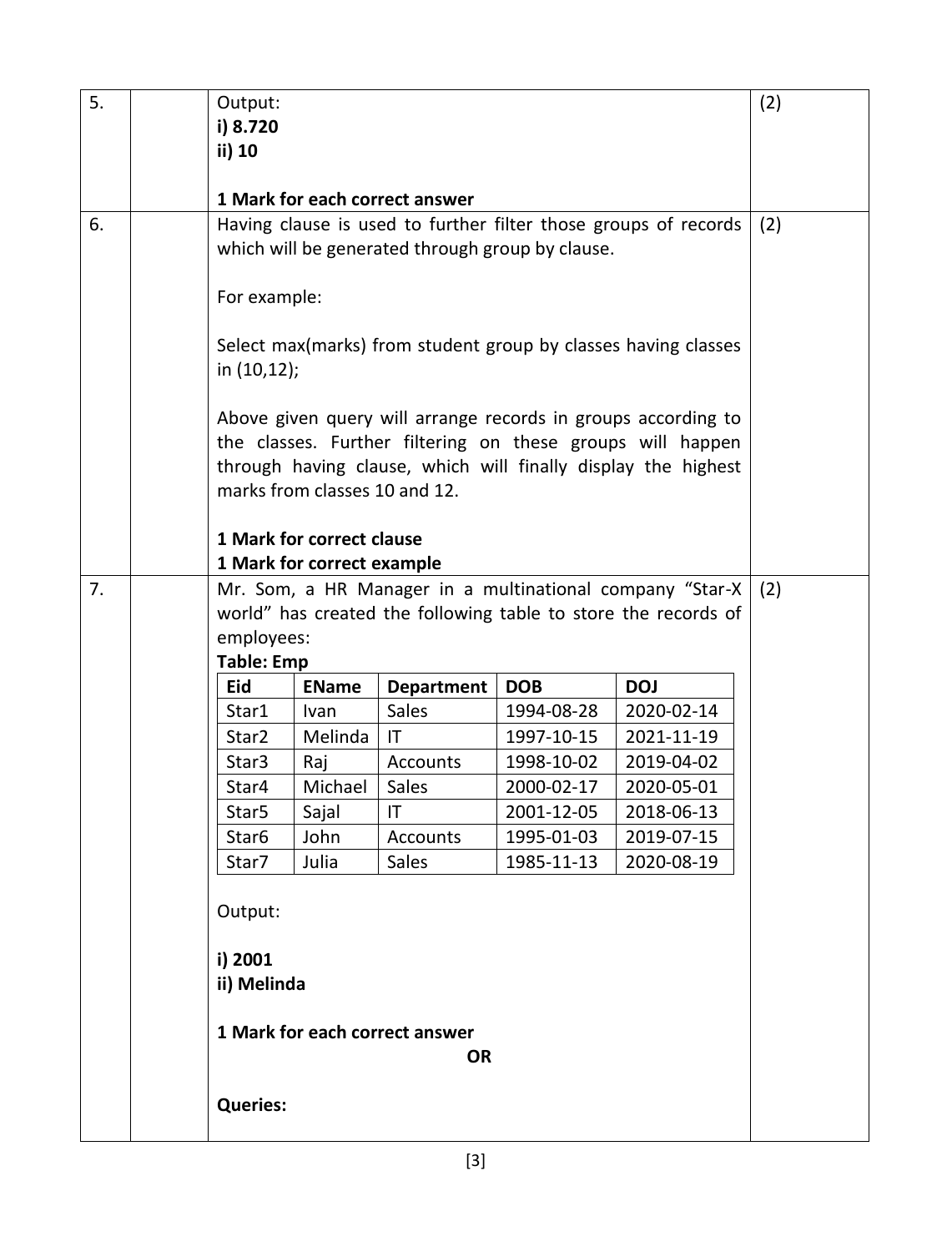| | | | |
|---|---|---|---|
| 5. | | Output:<br>**i) 8.720**<br>**ii) 10**<br><br>**1 Mark for each correct answer** | (2) |
| 6. | | Having clause is used to further filter those groups of records which will be generated through group by clause.<br><br>For example:<br><br>Select max(marks) from student group by classes having classes in (10,12);<br><br>Above given query will arrange records in groups according to the classes. Further filtering on these groups will happen through having clause, which will finally display the highest marks from classes 10 and 12.<br><br>**1 Mark for correct clause**<br>**1 Mark for correct example** | (2) |
| 7. | | Mr. Som, a HR Manager in a multinational company "Star-X world" has created the following table to store the records of employees:<br>**Table: Emp** | (2) |

**Table: Emp**

| Eid | EName | Department | DOB | DOJ |
|---|---|---|---|---|
| Star1 | Ivan | Sales | 1994-08-28 | 2020-02-14 |
| Star2 | Melinda | IT | 1997-10-15 | 2021-11-19 |
| Star3 | Raj | Accounts | 1998-10-02 | 2019-04-02 |
| Star4 | Michael | Sales | 2000-02-17 | 2020-05-01 |
| Star5 | Sajal | IT | 2001-12-05 | 2018-06-13 |
| Star6 | John | Accounts | 1995-01-03 | 2019-07-15 |
| Star7 | Julia | Sales | 1985-11-13 | 2020-08-19 |

Output:

**i) 2001**
**ii) Melinda**

**1 Mark for each correct answer**

**OR**

**Queries:**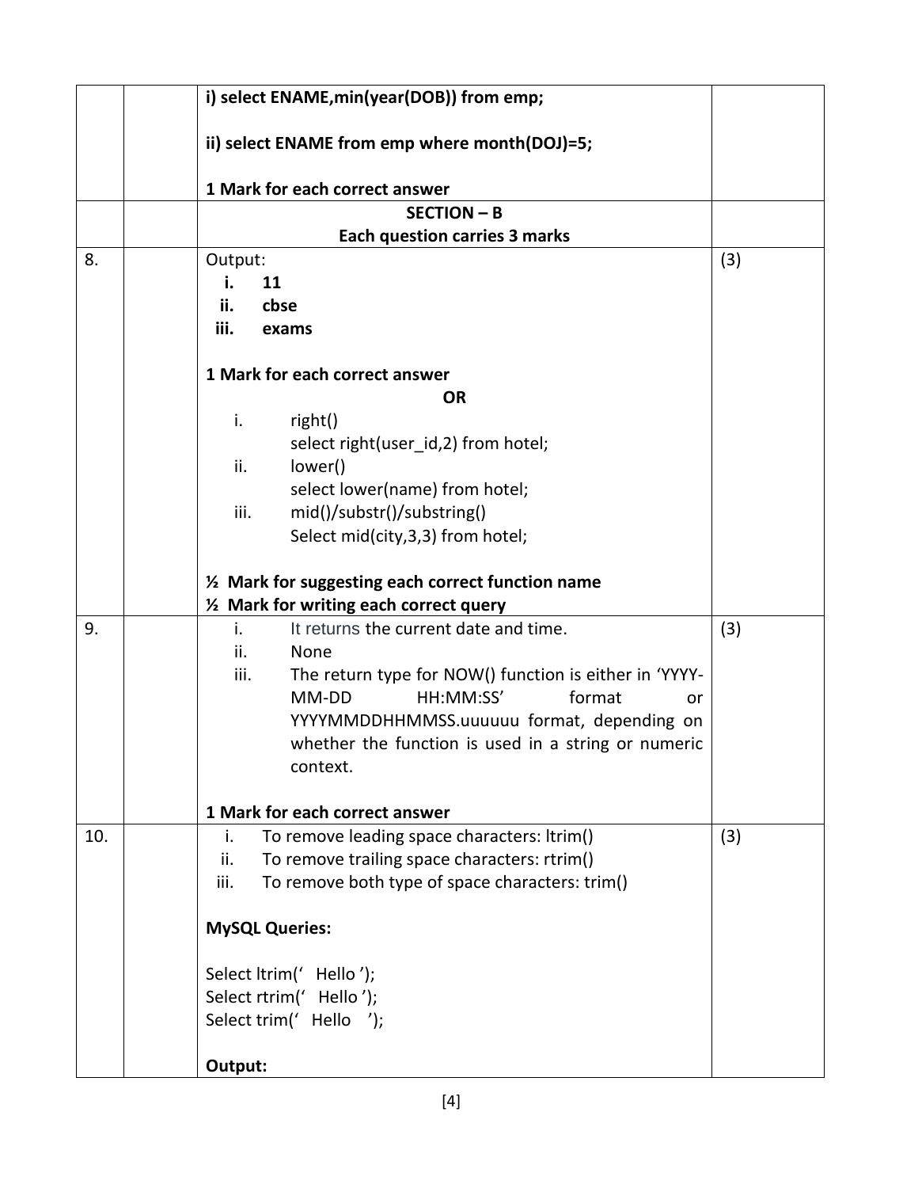| | | | |
|---|---|---|---|
| | | **i) select ENAME,min(year(DOB)) from emp;**<br><br>**ii) select ENAME from emp where month(DOJ)=5;**<br><br>**1 Mark for each correct answer** | |
| | | **SECTION – B**<br>**Each question carries 3 marks** | |
| 8. | | Output:<br>i. **11**<br>ii. **cbse**<br>iii. **exams**<br><br>**1 Mark for each correct answer**<br>**OR**<br>i. right()<br>select right(user_id,2) from hotel;<br>ii. lower()<br>select lower(name) from hotel;<br>iii. mid()/substr()/substring()<br>Select mid(city,3,3) from hotel;<br><br>**½ Mark for suggesting each correct function name**<br>**½ Mark for writing each correct query** | (3) |
| 9. | | i. It returns the current date and time.<br>ii. None<br>iii. The return type for NOW() function is either in 'YYYY-MM-DD HH:MM:SS' format or YYYYMMDDHHMMSS.uuuuuu format, depending on whether the function is used in a string or numeric context.<br><br>**1 Mark for each correct answer** | (3) |
| 10. | | i. To remove leading space characters: ltrim()<br>ii. To remove trailing space characters: rtrim()<br>iii. To remove both type of space characters: trim()<br><br>**MySQL Queries:**<br><br>Select ltrim(' Hello ');<br>Select rtrim(' Hello ');<br>Select trim(' Hello ');<br><br>**Output:** | (3) |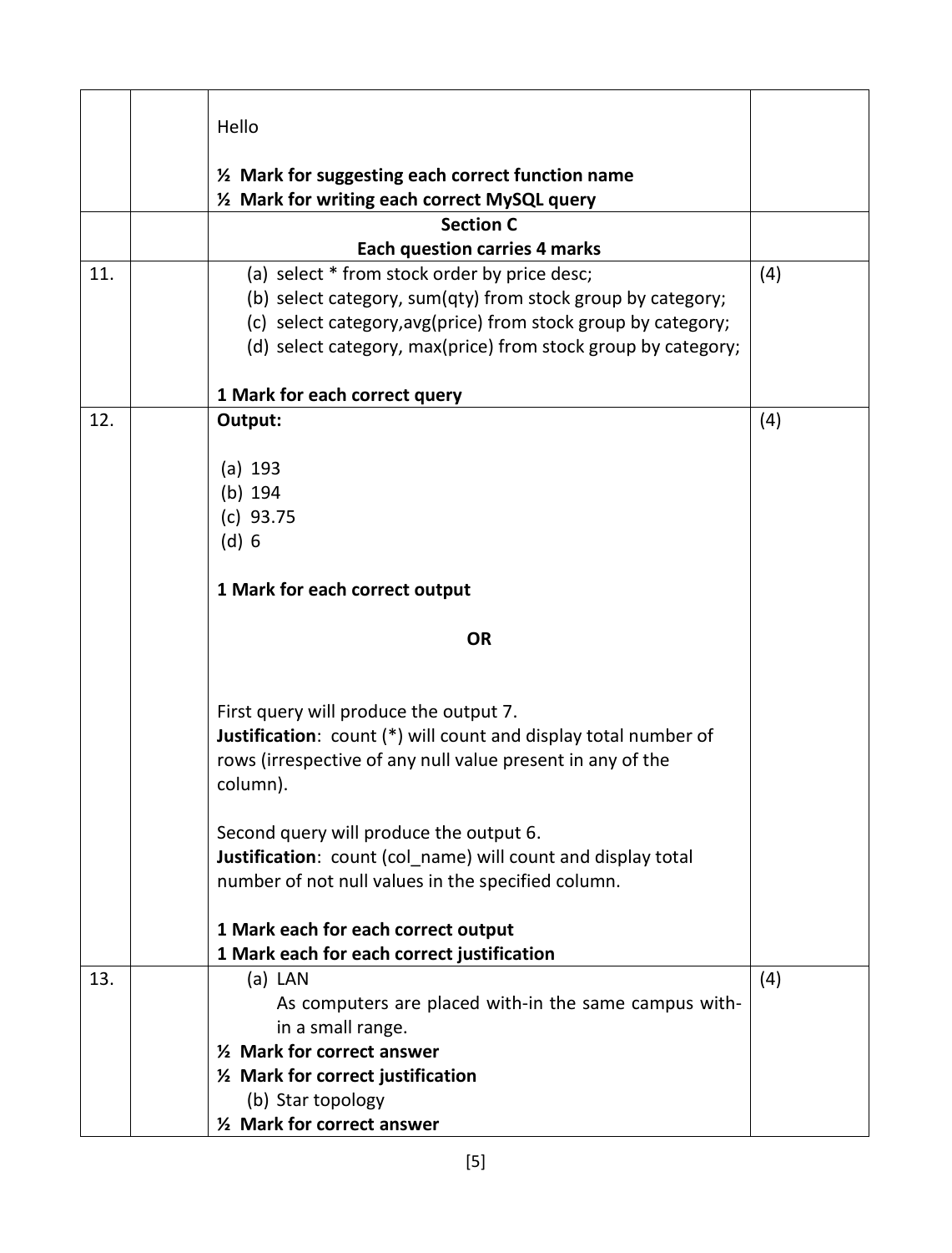| | | | |
|---|---|---|---|
| | | Hello<br><br>**½ Mark for suggesting each correct function name**<br>**½ Mark for writing each correct MySQL query** | |
| | | **Section C**<br>**Each question carries 4 marks** | |
| 11. | | (a) select * from stock order by price desc;<br>(b) select category, sum(qty) from stock group by category;<br>(c) select category,avg(price) from stock group by category;<br>(d) select category, max(price) from stock group by category;<br><br>**1 Mark for each correct query** | (4) |
| 12. | | **Output:**<br><br>(a) 193<br>(b) 194<br>(c) 93.75<br>(d) 6<br><br>**1 Mark for each correct output**<br><br>**OR**<br><br>First query will produce the output 7.<br>**Justification**: count (*) will count and display total number of rows (irrespective of any null value present in any of the column).<br><br>Second query will produce the output 6.<br>**Justification**: count (col_name) will count and display total number of not null values in the specified column.<br><br>**1 Mark each for each correct output**<br>**1 Mark each for each correct justification** | (4) |
| 13. | | (a) LAN<br>As computers are placed with-in the same campus with-in a small range.<br>**½ Mark for correct answer**<br>**½ Mark for correct justification**<br>(b) Star topology<br>**½ Mark for correct answer** | (4) |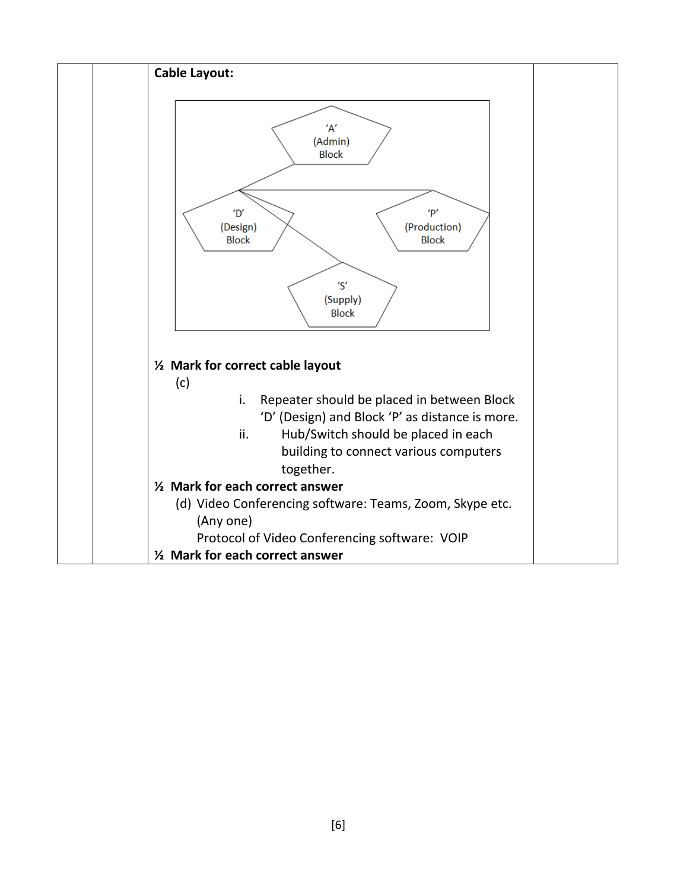**Cable Layout:**

'A'
(Admin)
Block

'D'
(Design)
Block

'P'
(Production)
Block

'S'
(Supply)
Block

**½ Mark for correct cable layout**

(c)

i. Repeater should be placed in between Block 'D' (Design) and Block 'P' as distance is more.

ii. Hub/Switch should be placed in each building to connect various computers together.

**½ Mark for each correct answer**

(d) Video Conferencing software: Teams, Zoom, Skype etc. (Any one)

Protocol of Video Conferencing software: VOIP

**½ Mark for each correct answer**